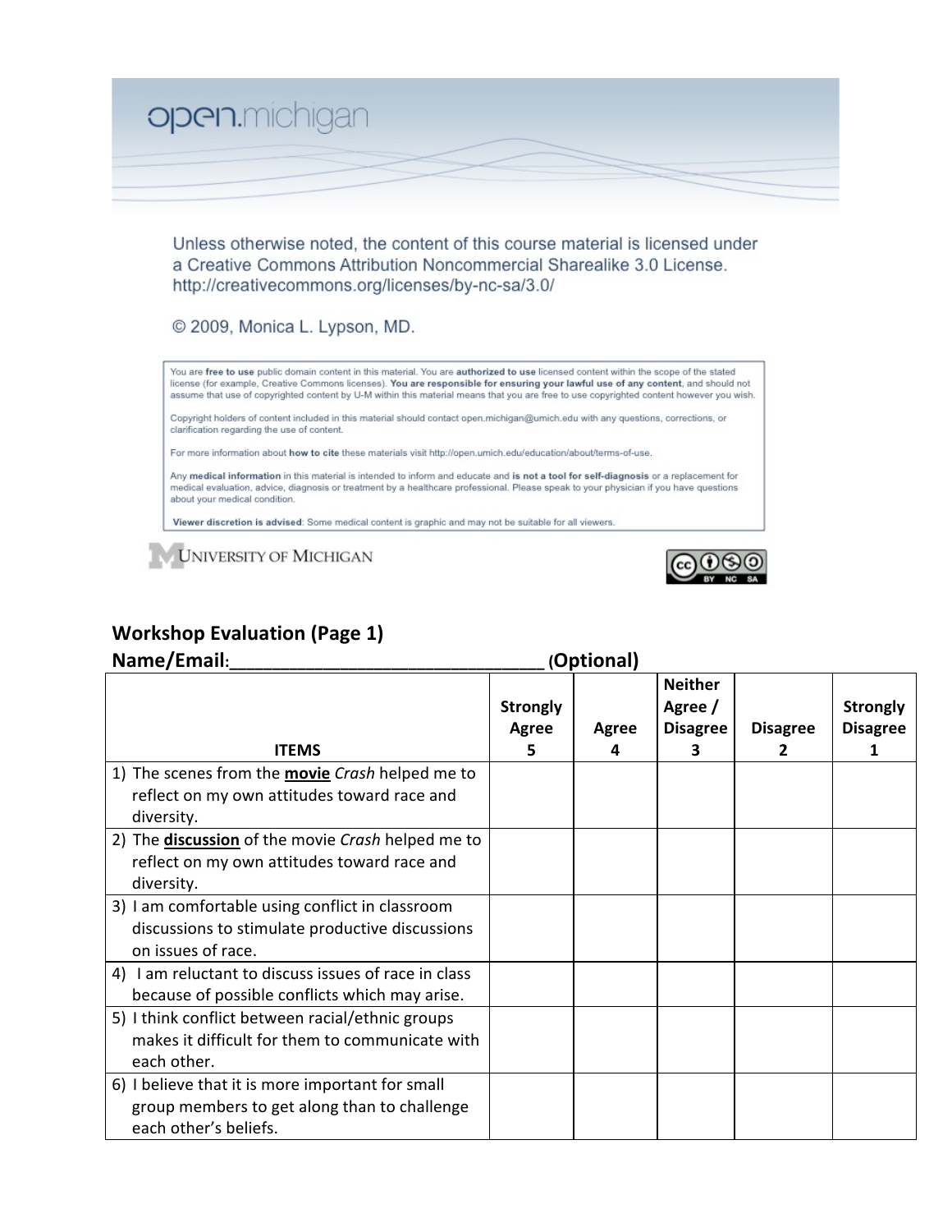open.michigan

Unless otherwise noted, the content of this course material is licensed under a Creative Commons Attribution Noncommercial Sharealike 3.0 License. http://creativecommons.org/licenses/by-nc-sa/3.0/

© 2009, Monica L. Lypson, MD.

You are **free to use** public domain content in this material. You are **authorized to use** licensed content within the scope of the stated license (for example, Creative Commons licenses). **You are responsible for ensuring your lawful use of any content**, and should not assume that use of copyrighted content by U-M within this material means that you are free to use copyrighted content however you wish.

Copyright holders of content included in this material should contact open.michigan@umich.edu with any questions, corrections, or clarification regarding the use of content.

For more information about **how to cite** these materials visit http://open.umich.edu/education/about/terms-of-use.

Any **medical information** in this material is intended to inform and educate and **is not a tool for self-diagnosis** or a replacement for medical evaluation, advice, diagnosis or treatment by a healthcare professional. Please speak to your physician if you have questions about your medical condition.

**Viewer discretion is advised**: Some medical content is graphic and may not be suitable for all viewers.

University of Michigan

## Workshop Evaluation (Page 1)

**Name/Email:_______________________________ (Optional)**

| ITEMS | Strongly Agree 5 | Agree 4 | Neither Agree / Disagree 3 | Disagree 2 | Strongly Disagree 1 |
|---|---|---|---|---|---|
| 1) The scenes from the **movie** *Crash* helped me to reflect on my own attitudes toward race and diversity. | | | | | |
| 2) The **discussion** of the movie *Crash* helped me to reflect on my own attitudes toward race and diversity. | | | | | |
| 3) I am comfortable using conflict in classroom discussions to stimulate productive discussions on issues of race. | | | | | |
| 4) I am reluctant to discuss issues of race in class because of possible conflicts which may arise. | | | | | |
| 5) I think conflict between racial/ethnic groups makes it difficult for them to communicate with each other. | | | | | |
| 6) I believe that it is more important for small group members to get along than to challenge each other's beliefs. | | | | | |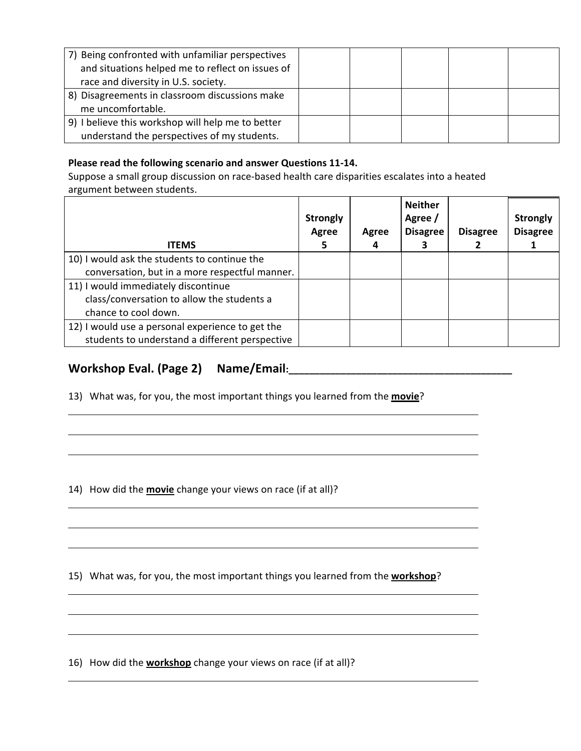| | | | | | |
|---|---|---|---|---|---|
| 7) Being confronted with unfamiliar perspectives and situations helped me to reflect on issues of race and diversity in U.S. society. | | | | | |
| 8) Disagreements in classroom discussions make me uncomfortable. | | | | | |
| 9) I believe this workshop will help me to better understand the perspectives of my students. | | | | | |

**Please read the following scenario and answer Questions 11-14.**
Suppose a small group discussion on race-based health care disparities escalates into a heated argument between students.

| ITEMS | Strongly Agree 5 | Agree 4 | Neither Agree / Disagree 3 | Disagree 2 | Strongly Disagree 1 |
|---|---|---|---|---|---|
| 10) I would ask the students to continue the conversation, but in a more respectful manner. | | | | | |
| 11) I would immediately discontinue class/conversation to allow the students a chance to cool down. | | | | | |
| 12) I would use a personal experience to get the students to understand a different perspective | | | | | |

## Workshop Eval. (Page 2) Name/Email:___________________________________

13) What was, for you, the most important things you learned from the **movie**?

______________________________________________________________

______________________________________________________________

______________________________________________________________

14) How did the **movie** change your views on race (if at all)?

______________________________________________________________

______________________________________________________________

______________________________________________________________

15) What was, for you, the most important things you learned from the **workshop**?

______________________________________________________________

______________________________________________________________

______________________________________________________________

16) How did the **workshop** change your views on race (if at all)?

______________________________________________________________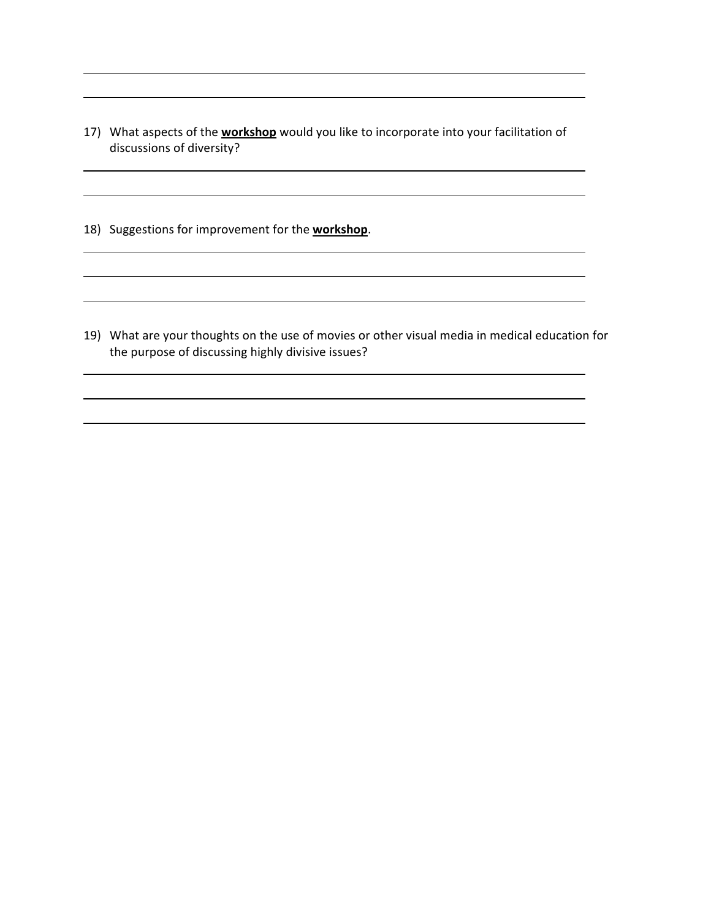17) What aspects of the **workshop** would you like to incorporate into your facilitation of discussions of diversity?

18) Suggestions for improvement for the **workshop**.

19) What are your thoughts on the use of movies or other visual media in medical education for the purpose of discussing highly divisive issues?